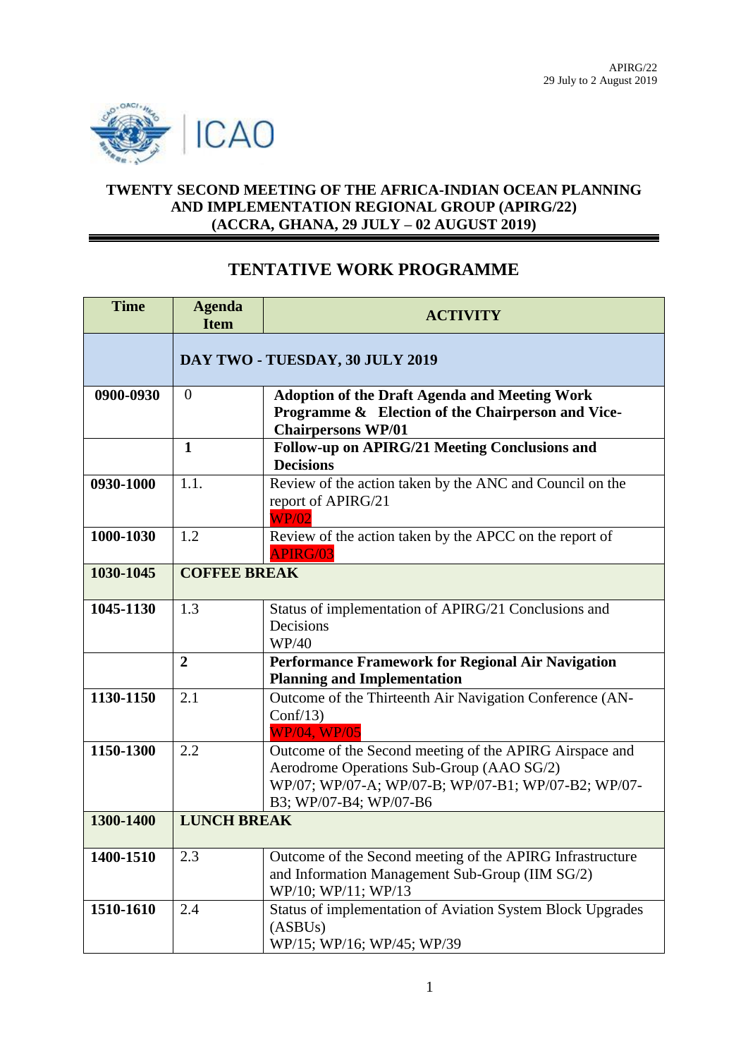APIRG/22
29 July to 2 August 2019

ICAO

# TWENTY SECOND MEETING OF THE AFRICA-INDIAN OCEAN PLANNING AND IMPLEMENTATION REGIONAL GROUP (APIRG/22) (ACCRA, GHANA, 29 JULY – 02 AUGUST 2019)

## TENTATIVE WORK PROGRAMME

| Time | Agenda Item | ACTIVITY |
|---|---|---|
| | **DAY TWO - TUESDAY, 30 JULY 2019** | |
| **0900-0930** | 0 | **Adoption of the Draft Agenda and Meeting Work Programme & Election of the Chairperson and Vice-Chairpersons WP/01** |
| | **1** | **Follow-up on APIRG/21 Meeting Conclusions and Decisions** |
| **0930-1000** | 1.1. | Review of the action taken by the ANC and Council on the report of APIRG/21<br>WP/02 |
| **1000-1030** | 1.2 | Review of the action taken by the APCC on the report of<br>APIRG/03 |
| **1030-1045** | **COFFEE BREAK** | |
| **1045-1130** | 1.3 | Status of implementation of APIRG/21 Conclusions and Decisions<br>WP/40 |
| | **2** | **Performance Framework for Regional Air Navigation Planning and Implementation** |
| **1130-1150** | 2.1 | Outcome of the Thirteenth Air Navigation Conference (AN-Conf/13)<br>WP/04, WP/05 |
| **1150-1300** | 2.2 | Outcome of the Second meeting of the APIRG Airspace and Aerodrome Operations Sub-Group (AAO SG/2)<br>WP/07; WP/07-A; WP/07-B; WP/07-B1; WP/07-B2; WP/07-B3; WP/07-B4; WP/07-B6 |
| **1300-1400** | **LUNCH BREAK** | |
| **1400-1510** | 2.3 | Outcome of the Second meeting of the APIRG Infrastructure and Information Management Sub-Group (IIM SG/2)<br>WP/10; WP/11; WP/13 |
| **1510-1610** | 2.4 | Status of implementation of Aviation System Block Upgrades (ASBUs)<br>WP/15; WP/16; WP/45; WP/39 |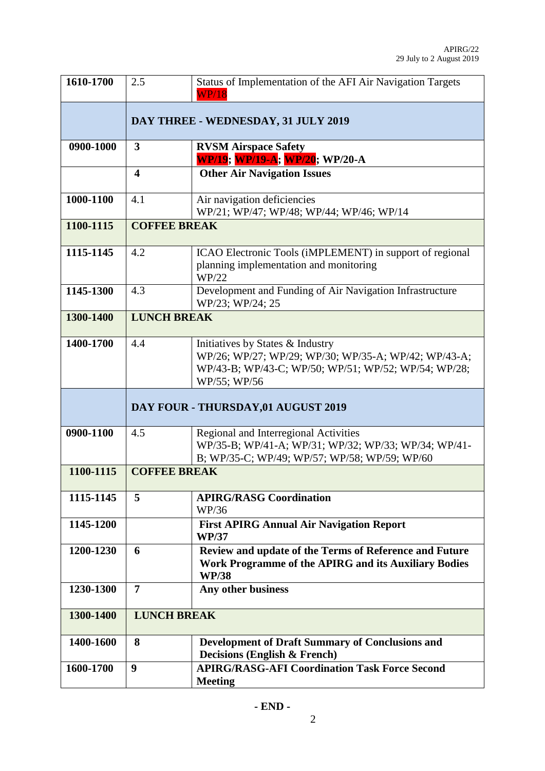| | | |
|---|---|---|
| 1610-1700 | 2.5 | Status of Implementation of the AFI Air Navigation Targets WP/18 |
| | **DAY THREE - WEDNESDAY, 31 JULY 2019** | |
| **0900-1000** | **3** | **RVSM Airspace Safety** **WP/19; WP/19-A; WP/20; WP/20-A** |
| | **4** | **Other Air Navigation Issues** |
| **1000-1100** | 4.1 | Air navigation deficiencies WP/21; WP/47; WP/48; WP/44; WP/46; WP/14 |
| **1100-1115** | **COFFEE BREAK** | |
| **1115-1145** | 4.2 | ICAO Electronic Tools (iMPLEMENT) in support of regional planning implementation and monitoring WP/22 |
| **1145-1300** | 4.3 | Development and Funding of Air Navigation Infrastructure WP/23; WP/24; 25 |
| **1300-1400** | **LUNCH BREAK** | |
| **1400-1700** | 4.4 | Initiatives by States & Industry WP/26; WP/27; WP/29; WP/30; WP/35-A; WP/42; WP/43-A; WP/43-B; WP/43-C; WP/50; WP/51; WP/52; WP/54; WP/28; WP/55; WP/56 |
| | **DAY FOUR - THURSDAY,01 AUGUST 2019** | |
| **0900-1100** | 4.5 | Regional and Interregional Activities WP/35-B; WP/41-A; WP/31; WP/32; WP/33; WP/34; WP/41-B; WP/35-C; WP/49; WP/57; WP/58; WP/59; WP/60 |
| **1100-1115** | **COFFEE BREAK** | |
| **1115-1145** | **5** | **APIRG/RASG Coordination** WP/36 |
| **1145-1200** | | **First APIRG Annual Air Navigation Report** **WP/37** |
| **1200-1230** | **6** | **Review and update of the Terms of Reference and Future Work Programme of the APIRG and its Auxiliary Bodies** **WP/38** |
| **1230-1300** | **7** | **Any other business** |
| **1300-1400** | **LUNCH BREAK** | |
| **1400-1600** | **8** | **Development of Draft Summary of Conclusions and Decisions (English & French)** |
| **1600-1700** | **9** | **APIRG/RASG-AFI Coordination Task Force Second Meeting** |

**- END -**